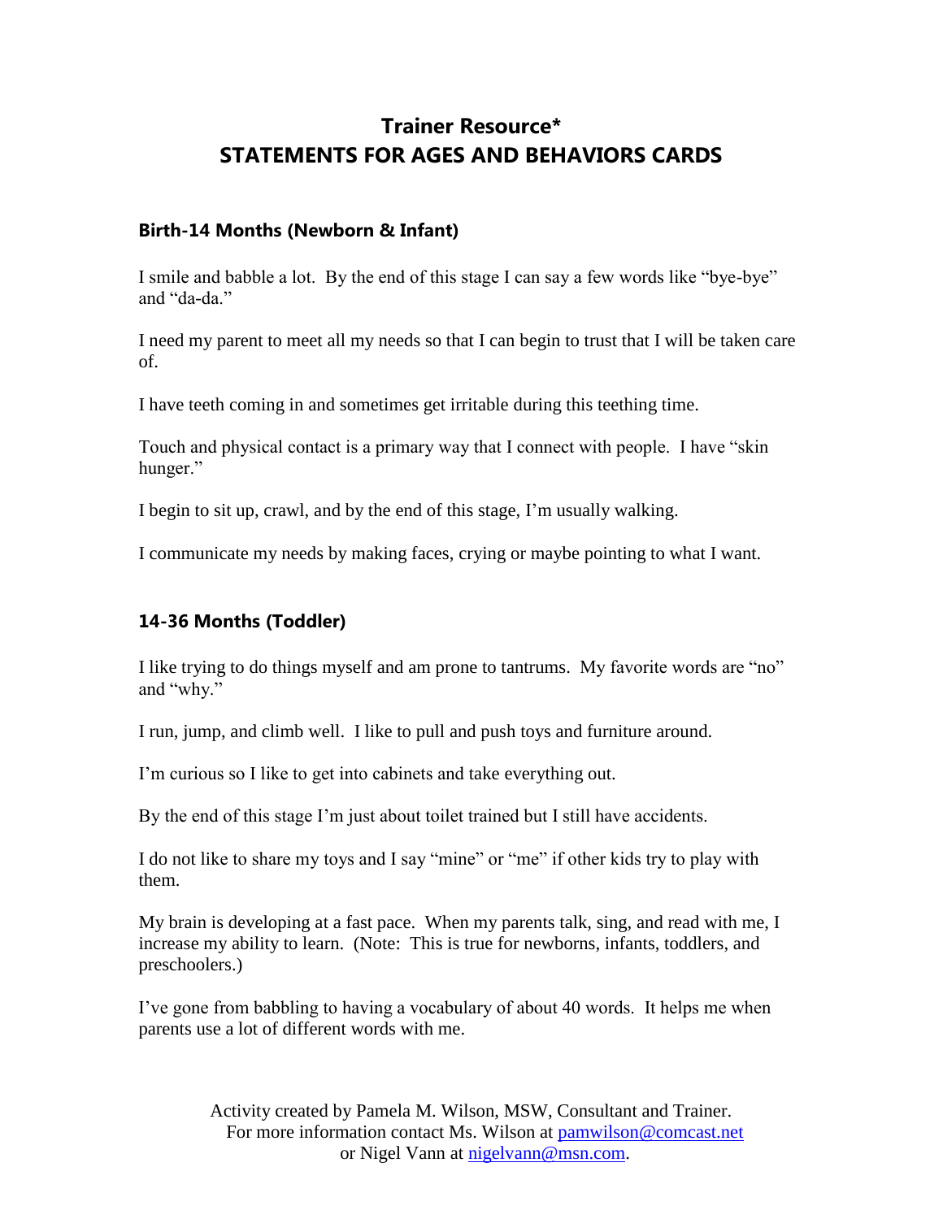# Trainer Resource*
# STATEMENTS FOR AGES AND BEHAVIORS CARDS

### Birth-14 Months (Newborn & Infant)

I smile and babble a lot. By the end of this stage I can say a few words like "bye-bye" and "da-da."

I need my parent to meet all my needs so that I can begin to trust that I will be taken care of.

I have teeth coming in and sometimes get irritable during this teething time.

Touch and physical contact is a primary way that I connect with people. I have "skin hunger."

I begin to sit up, crawl, and by the end of this stage, I'm usually walking.

I communicate my needs by making faces, crying or maybe pointing to what I want.

### 14-36 Months (Toddler)

I like trying to do things myself and am prone to tantrums. My favorite words are "no" and "why."

I run, jump, and climb well. I like to pull and push toys and furniture around.

I'm curious so I like to get into cabinets and take everything out.

By the end of this stage I'm just about toilet trained but I still have accidents.

I do not like to share my toys and I say "mine" or "me" if other kids try to play with them.

My brain is developing at a fast pace. When my parents talk, sing, and read with me, I increase my ability to learn. (Note: This is true for newborns, infants, toddlers, and preschoolers.)

I've gone from babbling to having a vocabulary of about 40 words. It helps me when parents use a lot of different words with me.

Activity created by Pamela M. Wilson, MSW, Consultant and Trainer.
For more information contact Ms. Wilson at pamwilson@comcast.net
or Nigel Vann at nigelvann@msn.com.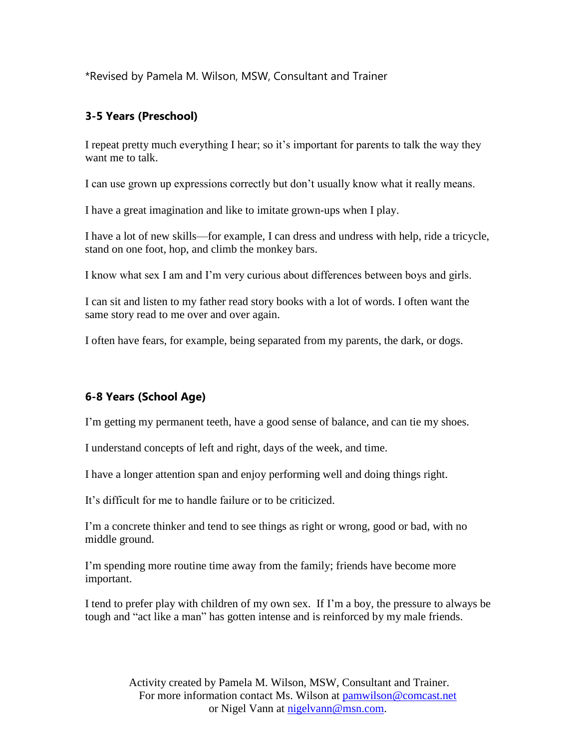*Revised by Pamela M. Wilson, MSW, Consultant and Trainer

### 3-5 Years (Preschool)

I repeat pretty much everything I hear; so it's important for parents to talk the way they want me to talk.

I can use grown up expressions correctly but don't usually know what it really means.

I have a great imagination and like to imitate grown-ups when I play.

I have a lot of new skills—for example, I can dress and undress with help, ride a tricycle, stand on one foot, hop, and climb the monkey bars.

I know what sex I am and I'm very curious about differences between boys and girls.

I can sit and listen to my father read story books with a lot of words. I often want the same story read to me over and over again.

I often have fears, for example, being separated from my parents, the dark, or dogs.

### 6-8 Years (School Age)

I'm getting my permanent teeth, have a good sense of balance, and can tie my shoes.

I understand concepts of left and right, days of the week, and time.

I have a longer attention span and enjoy performing well and doing things right.

It's difficult for me to handle failure or to be criticized.

I'm a concrete thinker and tend to see things as right or wrong, good or bad, with no middle ground.

I'm spending more routine time away from the family; friends have become more important.

I tend to prefer play with children of my own sex. If I'm a boy, the pressure to always be tough and "act like a man" has gotten intense and is reinforced by my male friends.

Activity created by Pamela M. Wilson, MSW, Consultant and Trainer.
For more information contact Ms. Wilson at pamwilson@comcast.net
or Nigel Vann at nigelvann@msn.com.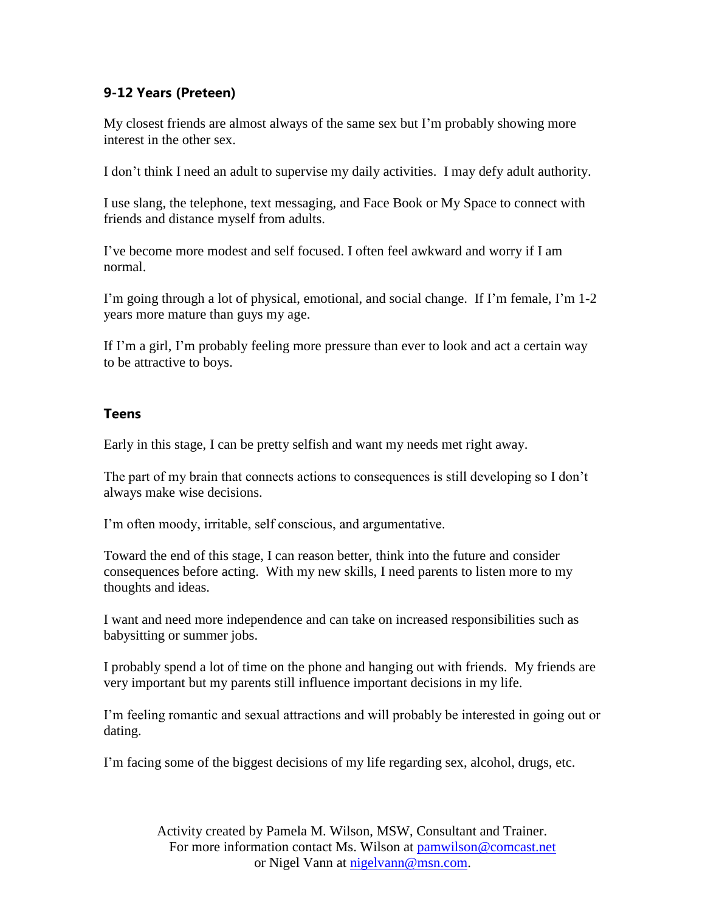### 9-12 Years (Preteen)

My closest friends are almost always of the same sex but I'm probably showing more interest in the other sex.

I don't think I need an adult to supervise my daily activities. I may defy adult authority.

I use slang, the telephone, text messaging, and Face Book or My Space to connect with friends and distance myself from adults.

I've become more modest and self focused. I often feel awkward and worry if I am normal.

I'm going through a lot of physical, emotional, and social change. If I'm female, I'm 1-2 years more mature than guys my age.

If I'm a girl, I'm probably feeling more pressure than ever to look and act a certain way to be attractive to boys.

### Teens

Early in this stage, I can be pretty selfish and want my needs met right away.

The part of my brain that connects actions to consequences is still developing so I don't always make wise decisions.

I'm often moody, irritable, self conscious, and argumentative.

Toward the end of this stage, I can reason better, think into the future and consider consequences before acting. With my new skills, I need parents to listen more to my thoughts and ideas.

I want and need more independence and can take on increased responsibilities such as babysitting or summer jobs.

I probably spend a lot of time on the phone and hanging out with friends. My friends are very important but my parents still influence important decisions in my life.

I'm feeling romantic and sexual attractions and will probably be interested in going out or dating.

I'm facing some of the biggest decisions of my life regarding sex, alcohol, drugs, etc.

Activity created by Pamela M. Wilson, MSW, Consultant and Trainer.
For more information contact Ms. Wilson at pamwilson@comcast.net
or Nigel Vann at nigelvann@msn.com.